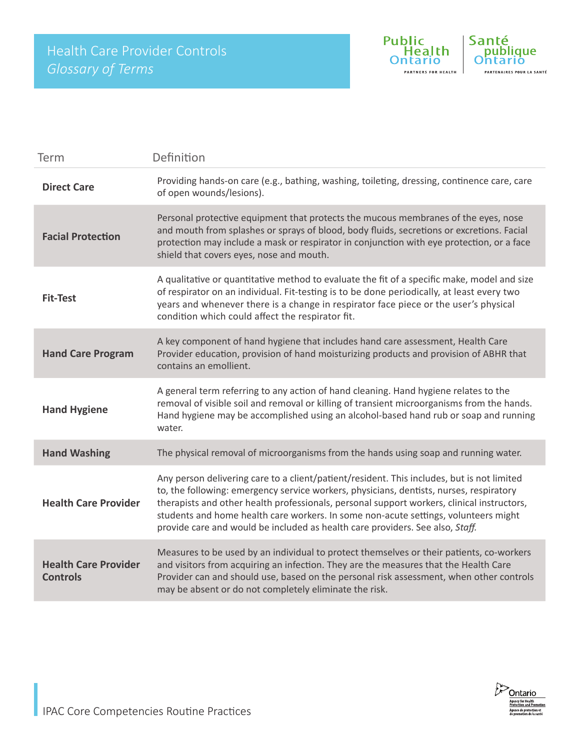# Health Care Provider Controls

## *Glossary of Terms*

| Term | Definition |
|---|---|
| **Direct Care** | Providing hands-on care (e.g., bathing, washing, toileting, dressing, continence care, care of open wounds/lesions). |
| **Facial Protection** | Personal protective equipment that protects the mucous membranes of the eyes, nose and mouth from splashes or sprays of blood, body fluids, secretions or excretions. Facial protection may include a mask or respirator in conjunction with eye protection, or a face shield that covers eyes, nose and mouth. |
| **Fit-Test** | A qualitative or quantitative method to evaluate the fit of a specific make, model and size of respirator on an individual. Fit-testing is to be done periodically, at least every two years and whenever there is a change in respirator face piece or the user's physical condition which could affect the respirator fit. |
| **Hand Care Program** | A key component of hand hygiene that includes hand care assessment, Health Care Provider education, provision of hand moisturizing products and provision of ABHR that contains an emollient. |
| **Hand Hygiene** | A general term referring to any action of hand cleaning. Hand hygiene relates to the removal of visible soil and removal or killing of transient microorganisms from the hands. Hand hygiene may be accomplished using an alcohol-based hand rub or soap and running water. |
| **Hand Washing** | The physical removal of microorganisms from the hands using soap and running water. |
| **Health Care Provider** | Any person delivering care to a client/patient/resident. This includes, but is not limited to, the following: emergency service workers, physicians, dentists, nurses, respiratory therapists and other health professionals, personal support workers, clinical instructors, students and home health care workers. In some non-acute settings, volunteers might provide care and would be included as health care providers. See also, *Staff.* |
| **Health Care Provider Controls** | Measures to be used by an individual to protect themselves or their patients, co-workers and visitors from acquiring an infection. They are the measures that the Health Care Provider can and should use, based on the personal risk assessment, when other controls may be absent or do not completely eliminate the risk. |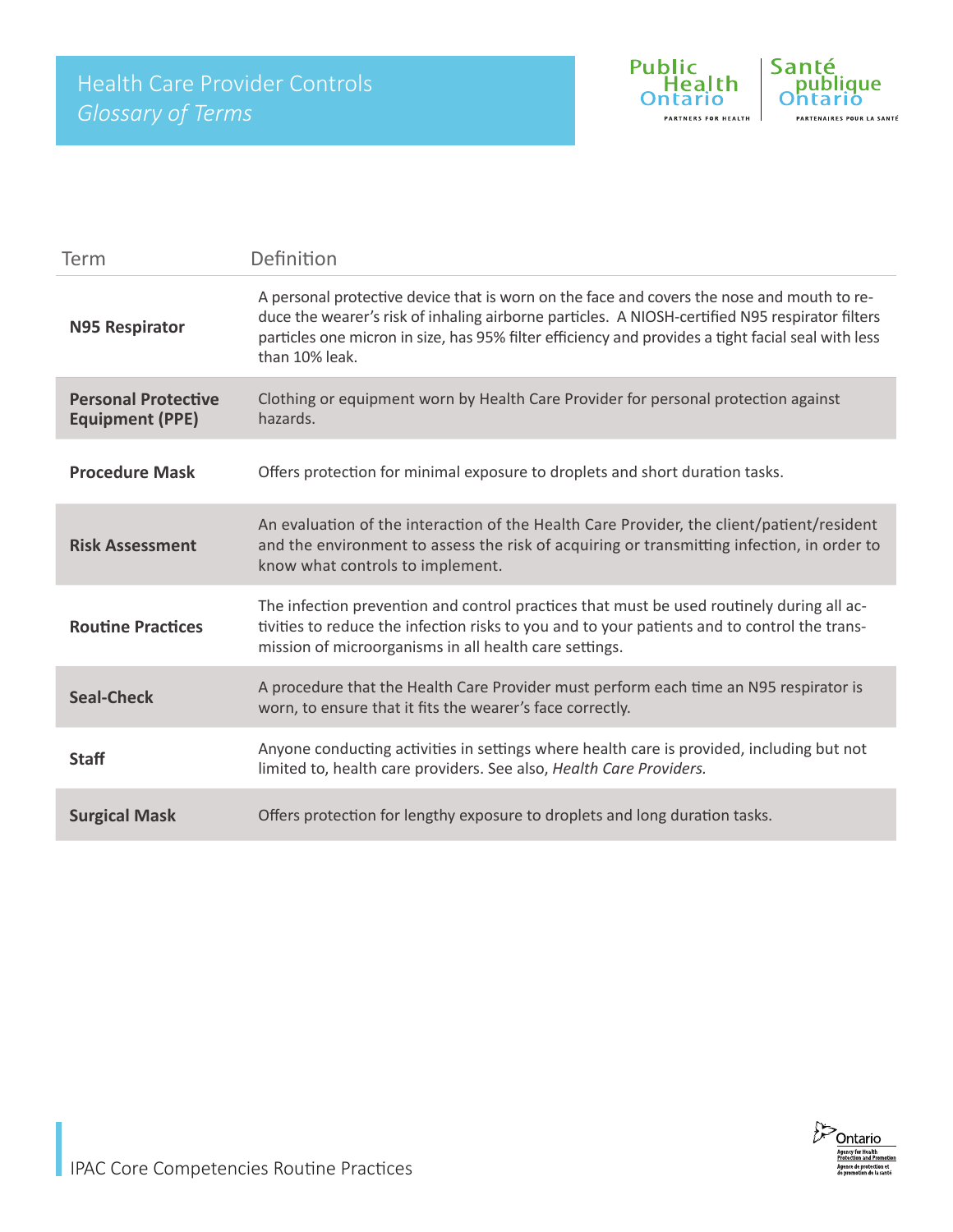# Health Care Provider Controls

*Glossary of Terms*

| Term | Definition |
|---|---|
| **N95 Respirator** | A personal protective device that is worn on the face and covers the nose and mouth to reduce the wearer's risk of inhaling airborne particles. A NIOSH-certified N95 respirator filters particles one micron in size, has 95% filter efficiency and provides a tight facial seal with less than 10% leak. |
| **Personal Protective Equipment (PPE)** | Clothing or equipment worn by Health Care Provider for personal protection against hazards. |
| **Procedure Mask** | Offers protection for minimal exposure to droplets and short duration tasks. |
| **Risk Assessment** | An evaluation of the interaction of the Health Care Provider, the client/patient/resident and the environment to assess the risk of acquiring or transmitting infection, in order to know what controls to implement. |
| **Routine Practices** | The infection prevention and control practices that must be used routinely during all activities to reduce the infection risks to you and to your patients and to control the transmission of microorganisms in all health care settings. |
| **Seal-Check** | A procedure that the Health Care Provider must perform each time an N95 respirator is worn, to ensure that it fits the wearer's face correctly. |
| **Staff** | Anyone conducting activities in settings where health care is provided, including but not limited to, health care providers. See also, *Health Care Providers.* |
| **Surgical Mask** | Offers protection for lengthy exposure to droplets and long duration tasks. |